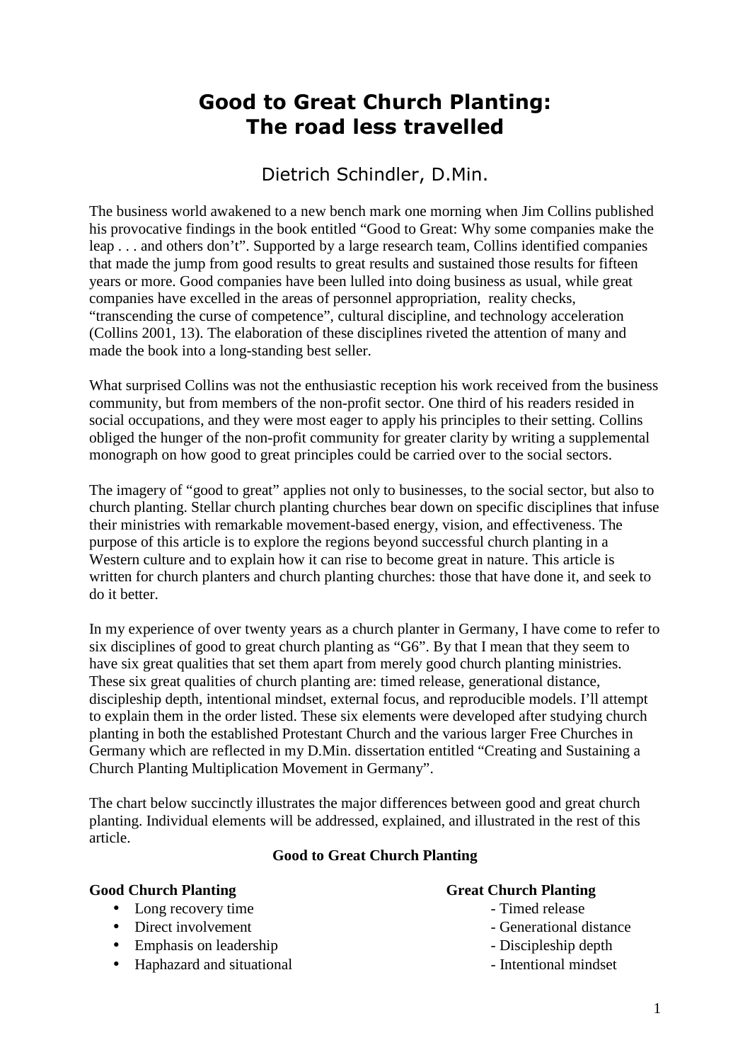# Good to Great Church Planting: The road less travelled

Dietrich Schindler, D.Min.

The business world awakened to a new bench mark one morning when Jim Collins published his provocative findings in the book entitled "Good to Great: Why some companies make the leap . . . and others don't". Supported by a large research team, Collins identified companies that made the jump from good results to great results and sustained those results for fifteen years or more. Good companies have been lulled into doing business as usual, while great companies have excelled in the areas of personnel appropriation, reality checks, "transcending the curse of competence", cultural discipline, and technology acceleration (Collins 2001, 13). The elaboration of these disciplines riveted the attention of many and made the book into a long-standing best seller.

What surprised Collins was not the enthusiastic reception his work received from the business community, but from members of the non-profit sector. One third of his readers resided in social occupations, and they were most eager to apply his principles to their setting. Collins obliged the hunger of the non-profit community for greater clarity by writing a supplemental monograph on how good to great principles could be carried over to the social sectors.

The imagery of "good to great" applies not only to businesses, to the social sector, but also to church planting. Stellar church planting churches bear down on specific disciplines that infuse their ministries with remarkable movement-based energy, vision, and effectiveness. The purpose of this article is to explore the regions beyond successful church planting in a Western culture and to explain how it can rise to become great in nature. This article is written for church planters and church planting churches: those that have done it, and seek to do it better.

In my experience of over twenty years as a church planter in Germany, I have come to refer to six disciplines of good to great church planting as "G6". By that I mean that they seem to have six great qualities that set them apart from merely good church planting ministries. These six great qualities of church planting are: timed release, generational distance, discipleship depth, intentional mindset, external focus, and reproducible models. I'll attempt to explain them in the order listed. These six elements were developed after studying church planting in both the established Protestant Church and the various larger Free Churches in Germany which are reflected in my D.Min. dissertation entitled "Creating and Sustaining a Church Planting Multiplication Movement in Germany".

The chart below succinctly illustrates the major differences between good and great church planting. Individual elements will be addressed, explained, and illustrated in the rest of this article.

**Good to Great Church Planting**

| **Good Church Planting** | **Great Church Planting** |
| --- | --- |
| • Long recovery time | - Timed release |
| • Direct involvement | - Generational distance |
| • Emphasis on leadership | - Discipleship depth |
| • Haphazard and situational | - Intentional mindset |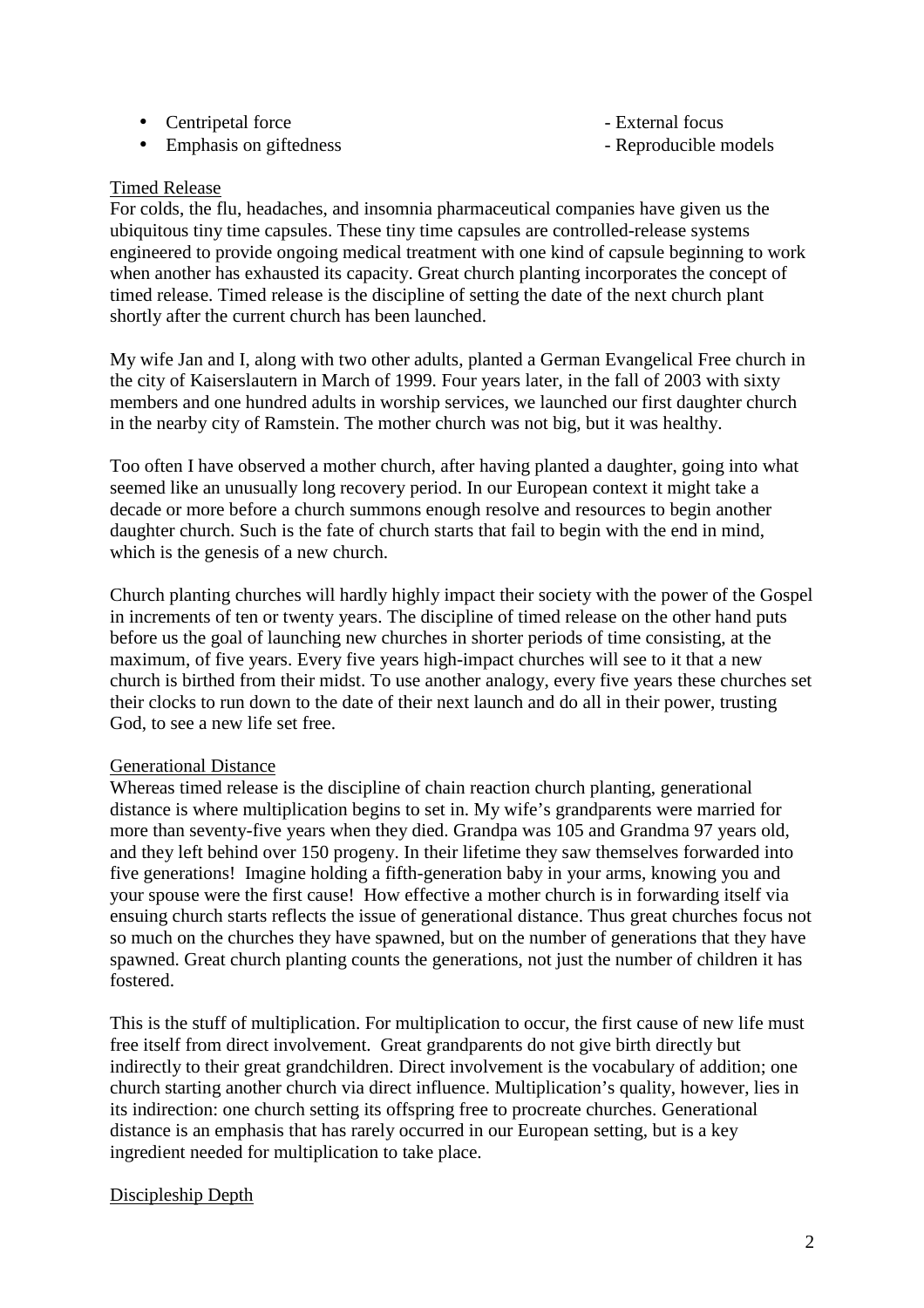- Centripetal force - External focus
- Emphasis on giftedness - Reproducible models

<u>Timed Release</u>

For colds, the flu, headaches, and insomnia pharmaceutical companies have given us the ubiquitous tiny time capsules. These tiny time capsules are controlled-release systems engineered to provide ongoing medical treatment with one kind of capsule beginning to work when another has exhausted its capacity. Great church planting incorporates the concept of timed release. Timed release is the discipline of setting the date of the next church plant shortly after the current church has been launched.

My wife Jan and I, along with two other adults, planted a German Evangelical Free church in the city of Kaiserslautern in March of 1999. Four years later, in the fall of 2003 with sixty members and one hundred adults in worship services, we launched our first daughter church in the nearby city of Ramstein. The mother church was not big, but it was healthy.

Too often I have observed a mother church, after having planted a daughter, going into what seemed like an unusually long recovery period. In our European context it might take a decade or more before a church summons enough resolve and resources to begin another daughter church. Such is the fate of church starts that fail to begin with the end in mind, which is the genesis of a new church.

Church planting churches will hardly highly impact their society with the power of the Gospel in increments of ten or twenty years. The discipline of timed release on the other hand puts before us the goal of launching new churches in shorter periods of time consisting, at the maximum, of five years. Every five years high-impact churches will see to it that a new church is birthed from their midst. To use another analogy, every five years these churches set their clocks to run down to the date of their next launch and do all in their power, trusting God, to see a new life set free.

<u>Generational Distance</u>

Whereas timed release is the discipline of chain reaction church planting, generational distance is where multiplication begins to set in. My wife's grandparents were married for more than seventy-five years when they died. Grandpa was 105 and Grandma 97 years old, and they left behind over 150 progeny. In their lifetime they saw themselves forwarded into five generations! Imagine holding a fifth-generation baby in your arms, knowing you and your spouse were the first cause! How effective a mother church is in forwarding itself via ensuing church starts reflects the issue of generational distance. Thus great churches focus not so much on the churches they have spawned, but on the number of generations that they have spawned. Great church planting counts the generations, not just the number of children it has fostered.

This is the stuff of multiplication. For multiplication to occur, the first cause of new life must free itself from direct involvement. Great grandparents do not give birth directly but indirectly to their great grandchildren. Direct involvement is the vocabulary of addition; one church starting another church via direct influence. Multiplication's quality, however, lies in its indirection: one church setting its offspring free to procreate churches. Generational distance is an emphasis that has rarely occurred in our European setting, but is a key ingredient needed for multiplication to take place.

<u>Discipleship Depth</u>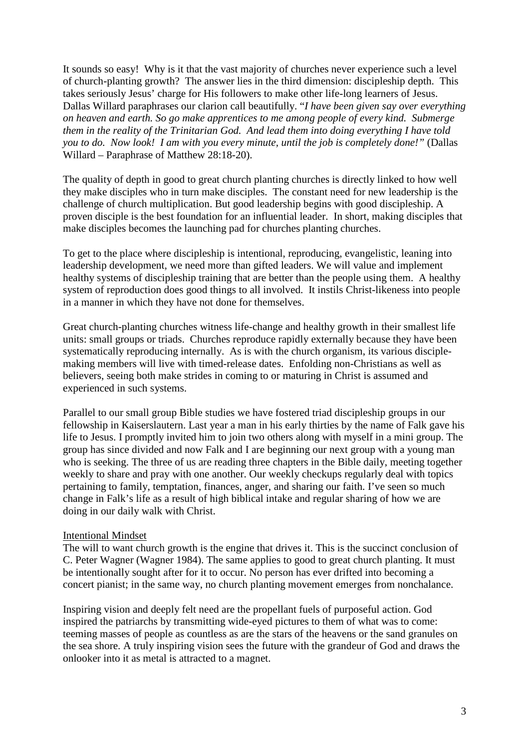It sounds so easy! Why is it that the vast majority of churches never experience such a level of church-planting growth? The answer lies in the third dimension: discipleship depth. This takes seriously Jesus' charge for His followers to make other life-long learners of Jesus. Dallas Willard paraphrases our clarion call beautifully. "*I have been given say over everything on heaven and earth. So go make apprentices to me among people of every kind. Submerge them in the reality of the Trinitarian God. And lead them into doing everything I have told you to do. Now look! I am with you every minute, until the job is completely done!"* (Dallas Willard – Paraphrase of Matthew 28:18-20).

The quality of depth in good to great church planting churches is directly linked to how well they make disciples who in turn make disciples. The constant need for new leadership is the challenge of church multiplication. But good leadership begins with good discipleship. A proven disciple is the best foundation for an influential leader. In short, making disciples that make disciples becomes the launching pad for churches planting churches.

To get to the place where discipleship is intentional, reproducing, evangelistic, leaning into leadership development, we need more than gifted leaders. We will value and implement healthy systems of discipleship training that are better than the people using them. A healthy system of reproduction does good things to all involved. It instils Christ-likeness into people in a manner in which they have not done for themselves.

Great church-planting churches witness life-change and healthy growth in their smallest life units: small groups or triads. Churches reproduce rapidly externally because they have been systematically reproducing internally. As is with the church organism, its various disciple-making members will live with timed-release dates. Enfolding non-Christians as well as believers, seeing both make strides in coming to or maturing in Christ is assumed and experienced in such systems.

Parallel to our small group Bible studies we have fostered triad discipleship groups in our fellowship in Kaiserslautern. Last year a man in his early thirties by the name of Falk gave his life to Jesus. I promptly invited him to join two others along with myself in a mini group. The group has since divided and now Falk and I are beginning our next group with a young man who is seeking. The three of us are reading three chapters in the Bible daily, meeting together weekly to share and pray with one another. Our weekly checkups regularly deal with topics pertaining to family, temptation, finances, anger, and sharing our faith. I've seen so much change in Falk's life as a result of high biblical intake and regular sharing of how we are doing in our daily walk with Christ.

Intentional Mindset

The will to want church growth is the engine that drives it. This is the succinct conclusion of C. Peter Wagner (Wagner 1984). The same applies to good to great church planting. It must be intentionally sought after for it to occur. No person has ever drifted into becoming a concert pianist; in the same way, no church planting movement emerges from nonchalance.

Inspiring vision and deeply felt need are the propellant fuels of purposeful action. God inspired the patriarchs by transmitting wide-eyed pictures to them of what was to come: teeming masses of people as countless as are the stars of the heavens or the sand granules on the sea shore. A truly inspiring vision sees the future with the grandeur of God and draws the onlooker into it as metal is attracted to a magnet.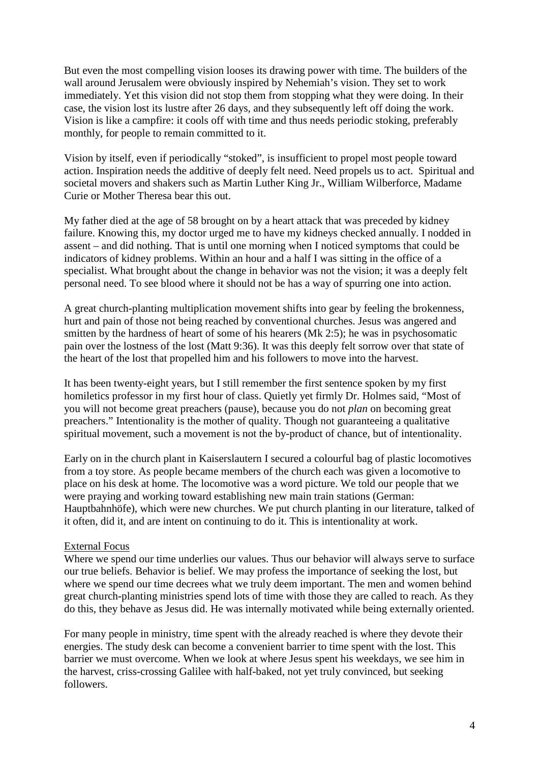But even the most compelling vision looses its drawing power with time. The builders of the wall around Jerusalem were obviously inspired by Nehemiah's vision. They set to work immediately. Yet this vision did not stop them from stopping what they were doing. In their case, the vision lost its lustre after 26 days, and they subsequently left off doing the work. Vision is like a campfire: it cools off with time and thus needs periodic stoking, preferably monthly, for people to remain committed to it.

Vision by itself, even if periodically "stoked", is insufficient to propel most people toward action. Inspiration needs the additive of deeply felt need. Need propels us to act. Spiritual and societal movers and shakers such as Martin Luther King Jr., William Wilberforce, Madame Curie or Mother Theresa bear this out.

My father died at the age of 58 brought on by a heart attack that was preceded by kidney failure. Knowing this, my doctor urged me to have my kidneys checked annually. I nodded in assent – and did nothing. That is until one morning when I noticed symptoms that could be indicators of kidney problems. Within an hour and a half I was sitting in the office of a specialist. What brought about the change in behavior was not the vision; it was a deeply felt personal need. To see blood where it should not be has a way of spurring one into action.

A great church-planting multiplication movement shifts into gear by feeling the brokenness, hurt and pain of those not being reached by conventional churches. Jesus was angered and smitten by the hardness of heart of some of his hearers (Mk 2:5); he was in psychosomatic pain over the lostness of the lost (Matt 9:36). It was this deeply felt sorrow over that state of the heart of the lost that propelled him and his followers to move into the harvest.

It has been twenty-eight years, but I still remember the first sentence spoken by my first homiletics professor in my first hour of class. Quietly yet firmly Dr. Holmes said, "Most of you will not become great preachers (pause), because you do not *plan* on becoming great preachers." Intentionality is the mother of quality. Though not guaranteeing a qualitative spiritual movement, such a movement is not the by-product of chance, but of intentionality.

Early on in the church plant in Kaiserslautern I secured a colourful bag of plastic locomotives from a toy store. As people became members of the church each was given a locomotive to place on his desk at home. The locomotive was a word picture. We told our people that we were praying and working toward establishing new main train stations (German: Hauptbahnhöfe), which were new churches. We put church planting in our literature, talked of it often, did it, and are intent on continuing to do it. This is intentionality at work.

<u>External Focus</u>

Where we spend our time underlies our values. Thus our behavior will always serve to surface our true beliefs. Behavior is belief. We may profess the importance of seeking the lost, but where we spend our time decrees what we truly deem important. The men and women behind great church-planting ministries spend lots of time with those they are called to reach. As they do this, they behave as Jesus did. He was internally motivated while being externally oriented.

For many people in ministry, time spent with the already reached is where they devote their energies. The study desk can become a convenient barrier to time spent with the lost. This barrier we must overcome. When we look at where Jesus spent his weekdays, we see him in the harvest, criss-crossing Galilee with half-baked, not yet truly convinced, but seeking followers.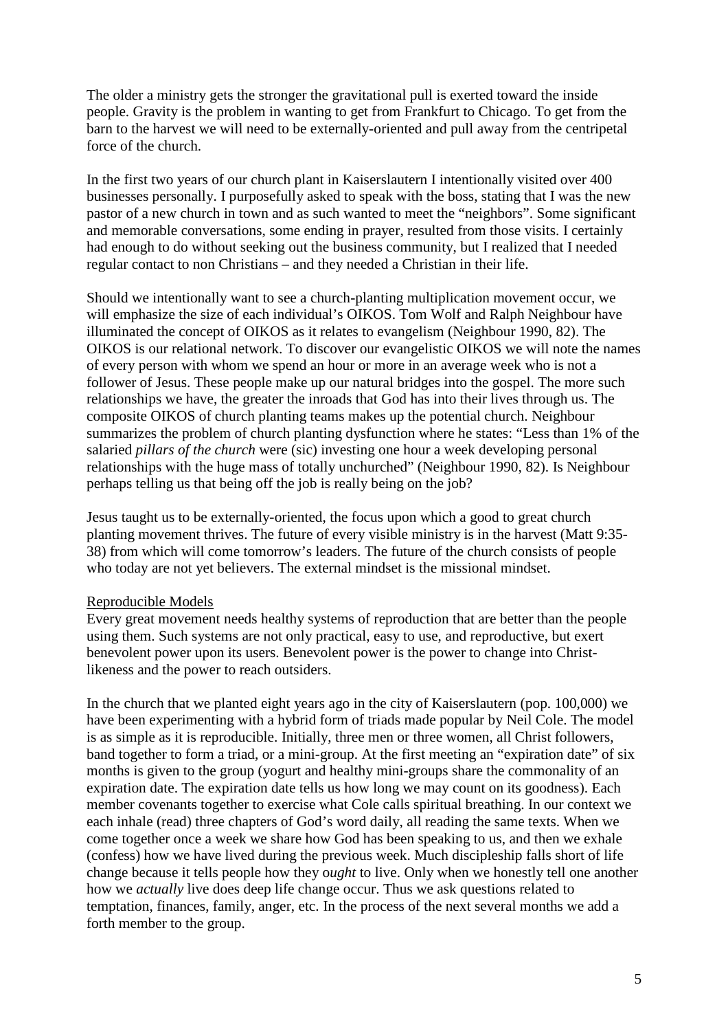The older a ministry gets the stronger the gravitational pull is exerted toward the inside people. Gravity is the problem in wanting to get from Frankfurt to Chicago. To get from the barn to the harvest we will need to be externally-oriented and pull away from the centripetal force of the church.

In the first two years of our church plant in Kaiserslautern I intentionally visited over 400 businesses personally. I purposefully asked to speak with the boss, stating that I was the new pastor of a new church in town and as such wanted to meet the "neighbors". Some significant and memorable conversations, some ending in prayer, resulted from those visits. I certainly had enough to do without seeking out the business community, but I realized that I needed regular contact to non Christians – and they needed a Christian in their life.

Should we intentionally want to see a church-planting multiplication movement occur, we will emphasize the size of each individual's OIKOS. Tom Wolf and Ralph Neighbour have illuminated the concept of OIKOS as it relates to evangelism (Neighbour 1990, 82). The OIKOS is our relational network. To discover our evangelistic OIKOS we will note the names of every person with whom we spend an hour or more in an average week who is not a follower of Jesus. These people make up our natural bridges into the gospel. The more such relationships we have, the greater the inroads that God has into their lives through us. The composite OIKOS of church planting teams makes up the potential church. Neighbour summarizes the problem of church planting dysfunction where he states: "Less than 1% of the salaried *pillars of the church* were (sic) investing one hour a week developing personal relationships with the huge mass of totally unchurched" (Neighbour 1990, 82). Is Neighbour perhaps telling us that being off the job is really being on the job?

Jesus taught us to be externally-oriented, the focus upon which a good to great church planting movement thrives. The future of every visible ministry is in the harvest (Matt 9:35-38) from which will come tomorrow's leaders. The future of the church consists of people who today are not yet believers. The external mindset is the missional mindset.

<u>Reproducible Models</u>

Every great movement needs healthy systems of reproduction that are better than the people using them. Such systems are not only practical, easy to use, and reproductive, but exert benevolent power upon its users. Benevolent power is the power to change into Christ-likeness and the power to reach outsiders.

In the church that we planted eight years ago in the city of Kaiserslautern (pop. 100,000) we have been experimenting with a hybrid form of triads made popular by Neil Cole. The model is as simple as it is reproducible. Initially, three men or three women, all Christ followers, band together to form a triad, or a mini-group. At the first meeting an "expiration date" of six months is given to the group (yogurt and healthy mini-groups share the commonality of an expiration date. The expiration date tells us how long we may count on its goodness). Each member covenants together to exercise what Cole calls spiritual breathing. In our context we each inhale (read) three chapters of God's word daily, all reading the same texts. When we come together once a week we share how God has been speaking to us, and then we exhale (confess) how we have lived during the previous week. Much discipleship falls short of life change because it tells people how they o*ught* to live. Only when we honestly tell one another how we *actually* live does deep life change occur. Thus we ask questions related to temptation, finances, family, anger, etc. In the process of the next several months we add a forth member to the group.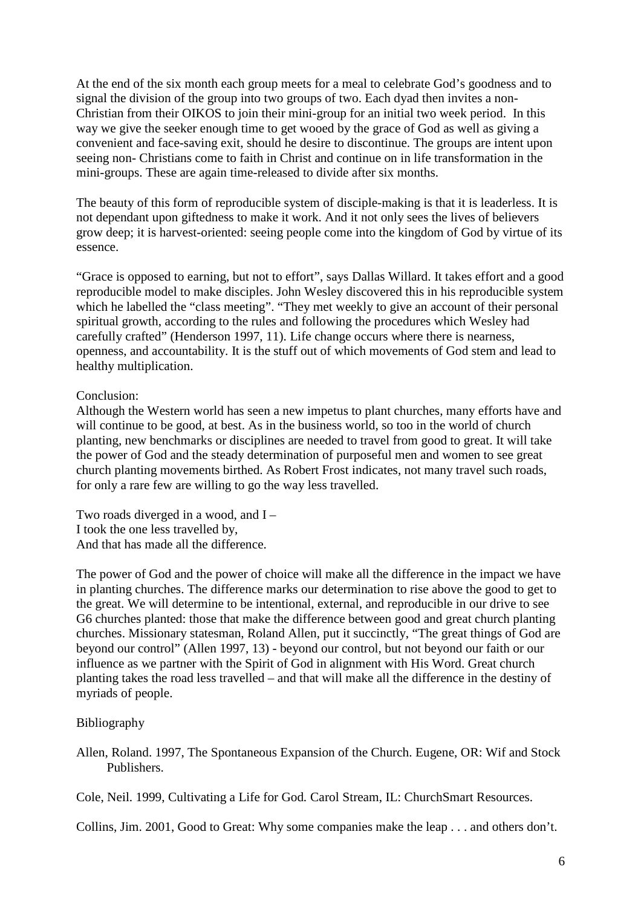At the end of the six month each group meets for a meal to celebrate God's goodness and to signal the division of the group into two groups of two. Each dyad then invites a non-Christian from their OIKOS to join their mini-group for an initial two week period. In this way we give the seeker enough time to get wooed by the grace of God as well as giving a convenient and face-saving exit, should he desire to discontinue. The groups are intent upon seeing non- Christians come to faith in Christ and continue on in life transformation in the mini-groups. These are again time-released to divide after six months.

The beauty of this form of reproducible system of disciple-making is that it is leaderless. It is not dependant upon giftedness to make it work. And it not only sees the lives of believers grow deep; it is harvest-oriented: seeing people come into the kingdom of God by virtue of its essence.

"Grace is opposed to earning, but not to effort", says Dallas Willard. It takes effort and a good reproducible model to make disciples. John Wesley discovered this in his reproducible system which he labelled the "class meeting". "They met weekly to give an account of their personal spiritual growth, according to the rules and following the procedures which Wesley had carefully crafted" (Henderson 1997, 11). Life change occurs where there is nearness, openness, and accountability. It is the stuff out of which movements of God stem and lead to healthy multiplication.

Conclusion:

Although the Western world has seen a new impetus to plant churches, many efforts have and will continue to be good, at best. As in the business world, so too in the world of church planting, new benchmarks or disciplines are needed to travel from good to great. It will take the power of God and the steady determination of purposeful men and women to see great church planting movements birthed. As Robert Frost indicates, not many travel such roads, for only a rare few are willing to go the way less travelled.

Two roads diverged in a wood, and I –
I took the one less travelled by,
And that has made all the difference.

The power of God and the power of choice will make all the difference in the impact we have in planting churches. The difference marks our determination to rise above the good to get to the great. We will determine to be intentional, external, and reproducible in our drive to see G6 churches planted: those that make the difference between good and great church planting churches. Missionary statesman, Roland Allen, put it succinctly, "The great things of God are beyond our control" (Allen 1997, 13) - beyond our control, but not beyond our faith or our influence as we partner with the Spirit of God in alignment with His Word. Great church planting takes the road less travelled – and that will make all the difference in the destiny of myriads of people.

Bibliography

Allen, Roland. 1997, The Spontaneous Expansion of the Church. Eugene, OR: Wif and Stock Publishers.

Cole, Neil. 1999, Cultivating a Life for God. Carol Stream, IL: ChurchSmart Resources.

Collins, Jim. 2001, Good to Great: Why some companies make the leap . . . and others don't.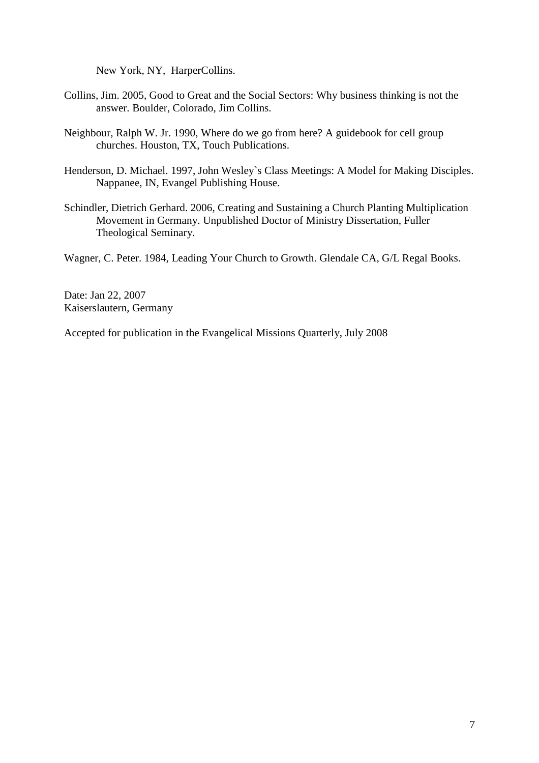New York, NY, HarperCollins.

Collins, Jim. 2005, Good to Great and the Social Sectors: Why business thinking is not the answer. Boulder, Colorado, Jim Collins.

Neighbour, Ralph W. Jr. 1990, Where do we go from here? A guidebook for cell group churches. Houston, TX, Touch Publications.

Henderson, D. Michael. 1997, John Wesley`s Class Meetings: A Model for Making Disciples. Nappanee, IN, Evangel Publishing House.

Schindler, Dietrich Gerhard. 2006, Creating and Sustaining a Church Planting Multiplication Movement in Germany. Unpublished Doctor of Ministry Dissertation, Fuller Theological Seminary.

Wagner, C. Peter. 1984, Leading Your Church to Growth. Glendale CA, G/L Regal Books.

Date: Jan 22, 2007
Kaiserslautern, Germany

Accepted for publication in the Evangelical Missions Quarterly, July 2008